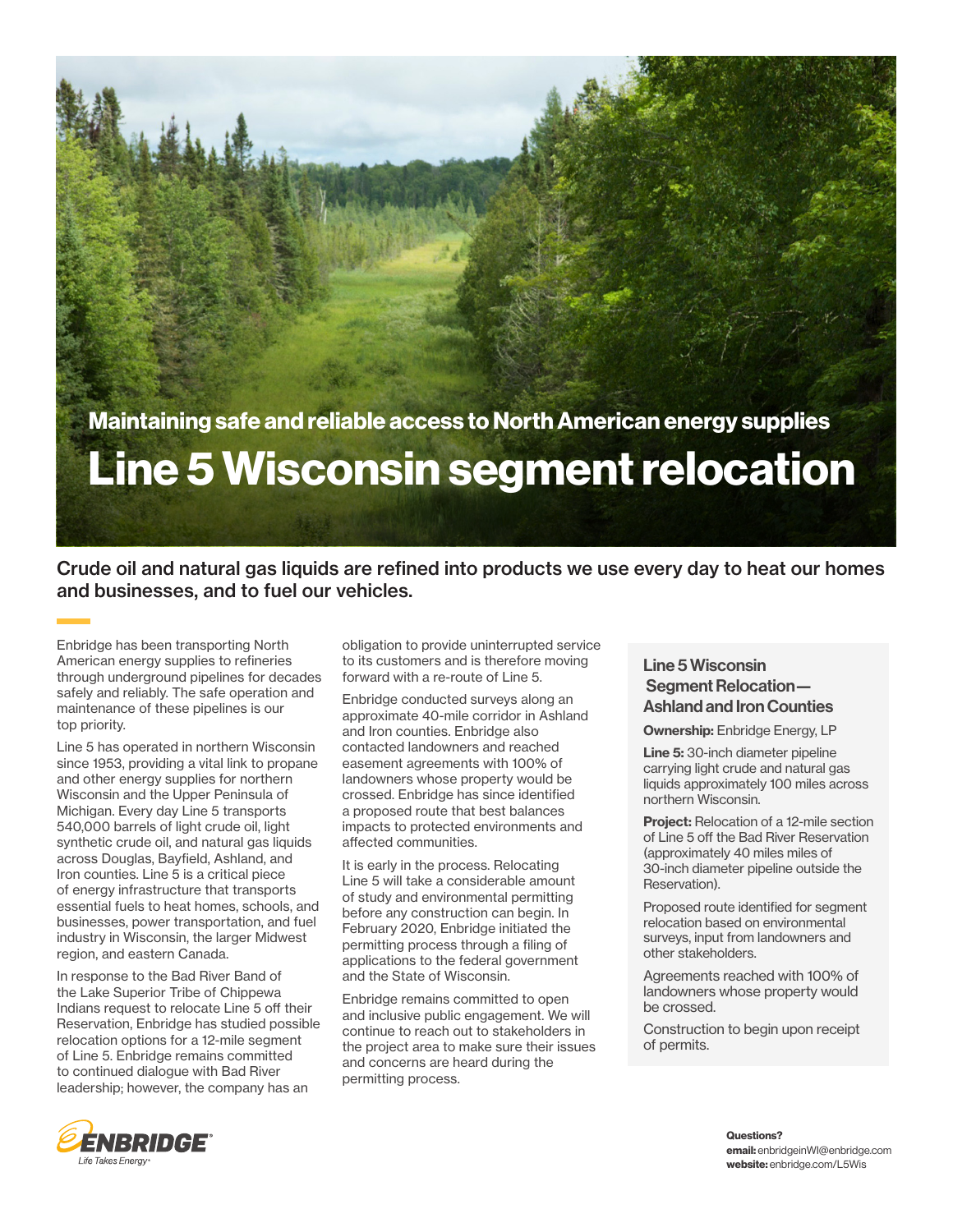### Maintaining safe and reliable access to North American energy supplies

# Line 5 Wisconsin segment relocation

**Crude oil and natural gas liquids are refined into products we use every day to heat our homes and businesses, and to fuel our vehicles.**

Enbridge has been transporting North American energy supplies to refineries through underground pipelines for decades safely and reliably. The safe operation and maintenance of these pipelines is our top priority.

Line 5 has operated in northern Wisconsin since 1953, providing a vital link to propane and other energy supplies for northern Wisconsin and the Upper Peninsula of Michigan. Every day Line 5 transports 540,000 barrels of light crude oil, light synthetic crude oil, and natural gas liquids across Douglas, Bayfield, Ashland, and Iron counties. Line 5 is a critical piece of energy infrastructure that transports essential fuels to heat homes, schools, and businesses, power transportation, and fuel industry in Wisconsin, the larger Midwest region, and eastern Canada.

In response to the Bad River Band of the Lake Superior Tribe of Chippewa Indians request to relocate Line 5 off their Reservation, Enbridge has studied possible relocation options for a 12-mile segment of Line 5. Enbridge remains committed to continued dialogue with Bad River leadership; however, the company has an obligation to provide uninterrupted service to its customers and is therefore moving forward with a re-route of Line 5.

Enbridge conducted surveys along an approximate 40-mile corridor in Ashland and Iron counties. Enbridge also contacted landowners and reached easement agreements with 100% of landowners whose property would be crossed. Enbridge has since identified a proposed route that best balances impacts to protected environments and affected communities.

It is early in the process. Relocating Line 5 will take a considerable amount of study and environmental permitting before any construction can begin. In February 2020, Enbridge initiated the permitting process through a filing of applications to the federal government and the State of Wisconsin.

Enbridge remains committed to open and inclusive public engagement. We will continue to reach out to stakeholders in the project area to make sure their issues and concerns are heard during the permitting process.

## Line 5 Wisconsin Segment Relocation—Ashland and Iron Counties

**Ownership:** Enbridge Energy, LP

**Line 5:** 30-inch diameter pipeline carrying light crude and natural gas liquids approximately 100 miles across northern Wisconsin.

**Project:** Relocation of a 12-mile section of Line 5 off the Bad River Reservation (approximately 40 miles miles of 30-inch diameter pipeline outside the Reservation).

Proposed route identified for segment relocation based on environmental surveys, input from landowners and other stakeholders.

Agreements reached with 100% of landowners whose property would be crossed.

Construction to begin upon receipt of permits.

ENBRIDGE
Life Takes Energy

**Questions?**
**email:** enbridgeinWI@enbridge.com
**website:** enbridge.com/L5Wis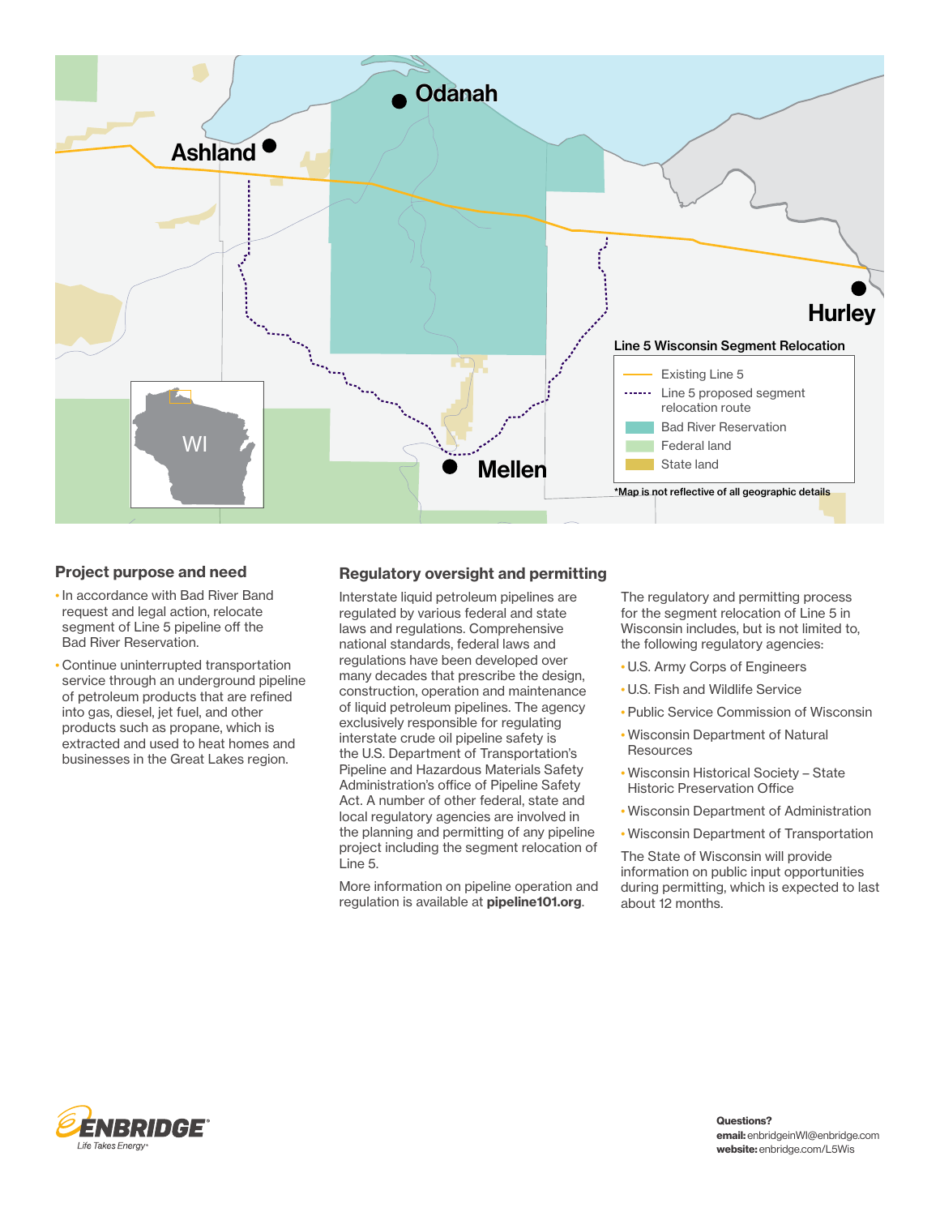Odanah

Ashland

Hurley

Mellen

WI

**Line 5 Wisconsin Segment Relocation**

- Existing Line 5
- Line 5 proposed segment relocation route
- Bad River Reservation
- Federal land
- State land

*Map is not reflective of all geographic details

## Project purpose and need

- In accordance with Bad River Band request and legal action, relocate segment of Line 5 pipeline off the Bad River Reservation.
- Continue uninterrupted transportation service through an underground pipeline of petroleum products that are refined into gas, diesel, jet fuel, and other products such as propane, which is extracted and used to heat homes and businesses in the Great Lakes region.

## Regulatory oversight and permitting

Interstate liquid petroleum pipelines are regulated by various federal and state laws and regulations. Comprehensive national standards, federal laws and regulations have been developed over many decades that prescribe the design, construction, operation and maintenance of liquid petroleum pipelines. The agency exclusively responsible for regulating interstate crude oil pipeline safety is the U.S. Department of Transportation's Pipeline and Hazardous Materials Safety Administration's office of Pipeline Safety Act. A number of other federal, state and local regulatory agencies are involved in the planning and permitting of any pipeline project including the segment relocation of Line 5.

More information on pipeline operation and regulation is available at **pipeline101.org**.

The regulatory and permitting process for the segment relocation of Line 5 in Wisconsin includes, but is not limited to, the following regulatory agencies:

- U.S. Army Corps of Engineers
- U.S. Fish and Wildlife Service
- Public Service Commission of Wisconsin
- Wisconsin Department of Natural Resources
- Wisconsin Historical Society – State Historic Preservation Office
- Wisconsin Department of Administration
- Wisconsin Department of Transportation

The State of Wisconsin will provide information on public input opportunities during permitting, which is expected to last about 12 months.

ENBRIDGE
Life Takes Energy

**Questions?**
**email:** enbridgeinWI@enbridge.com
**website:** enbridge.com/L5Wis